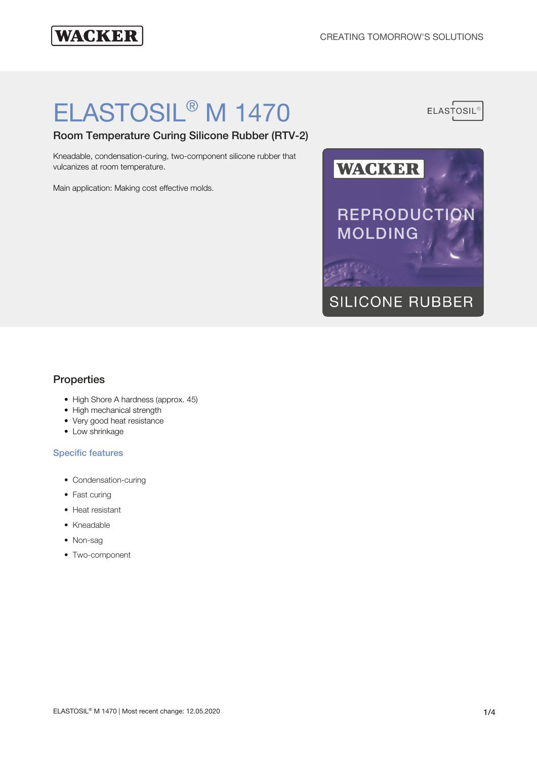# ELASTOSIL® M 1470

## Room Temperature Curing Silicone Rubber (RTV-2)

Kneadable, condensation-curing, two-component silicone rubber that vulcanizes at room temperature.

Main application: Making cost effective molds.

## Properties

- High Shore A hardness (approx. 45)
- High mechanical strength
- Very good heat resistance
- Low shrinkage

### Specific features

- Condensation-curing
- Fast curing
- Heat resistant
- Kneadable
- Non-sag
- Two-component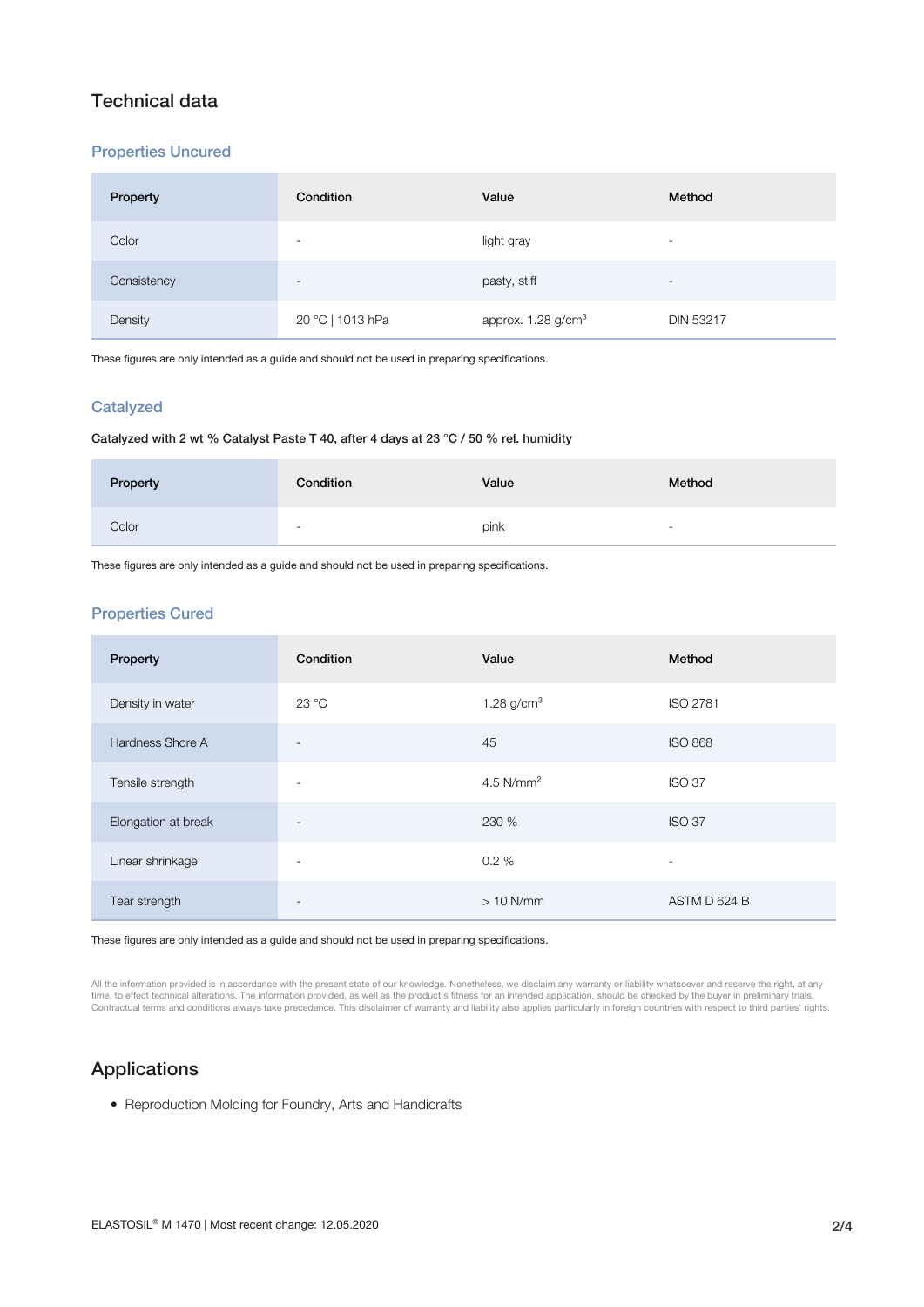# Technical data

## Properties Uncured

| Property | Condition | Value | Method |
|---|---|---|---|
| Color | - | light gray | - |
| Consistency | - | pasty, stiff | - |
| Density | 20 °C \| 1013 hPa | approx. 1.28 g/cm³ | DIN 53217 |

These figures are only intended as a guide and should not be used in preparing specifications.

## Catalyzed

**Catalyzed with 2 wt % Catalyst Paste T 40, after 4 days at 23 °C / 50 % rel. humidity**

| Property | Condition | Value | Method |
|---|---|---|---|
| Color | - | pink | - |

These figures are only intended as a guide and should not be used in preparing specifications.

## Properties Cured

| Property | Condition | Value | Method |
|---|---|---|---|
| Density in water | 23 °C | 1.28 g/cm³ | ISO 2781 |
| Hardness Shore A | - | 45 | ISO 868 |
| Tensile strength | - | 4.5 N/mm² | ISO 37 |
| Elongation at break | - | 230 % | ISO 37 |
| Linear shrinkage | - | 0.2 % | - |
| Tear strength | - | > 10 N/mm | ASTM D 624 B |

These figures are only intended as a guide and should not be used in preparing specifications.

All the information provided is in accordance with the present state of our knowledge. Nonetheless, we disclaim any warranty or liability whatsoever and reserve the right, at any time, to effect technical alterations. The information provided, as well as the product's fitness for an intended application, should be checked by the buyer in preliminary trials. Contractual terms and conditions always take precedence. This disclaimer of warranty and liability also applies particularly in foreign countries with respect to third parties' rights.

# Applications

- Reproduction Molding for Foundry, Arts and Handicrafts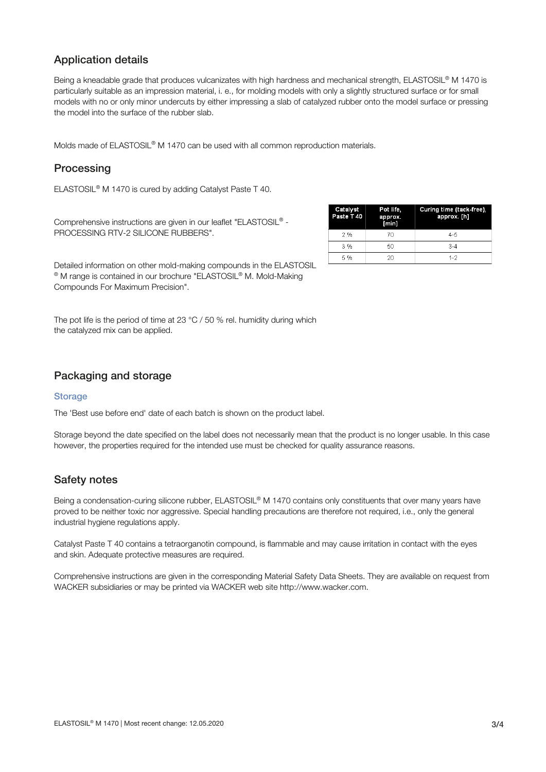## Application details

Being a kneadable grade that produces vulcanizates with high hardness and mechanical strength, ELASTOSIL® M 1470 is particularly suitable as an impression material, i. e., for molding models with only a slightly structured surface or for small models with no or only minor undercuts by either impressing a slab of catalyzed rubber onto the model surface or pressing the model into the surface of the rubber slab.

Molds made of ELASTOSIL® M 1470 can be used with all common reproduction materials.

## Processing

ELASTOSIL® M 1470 is cured by adding Catalyst Paste T 40.

Comprehensive instructions are given in our leaflet "ELASTOSIL® - PROCESSING RTV-2 SILICONE RUBBERS".

| Catalyst Paste T 40 | Pot life, approx. [min] | Curing time (tack-free), approx. [h] |
|---|---|---|
| 2 % | 70 | 4–5 |
| 3 % | 50 | 3–4 |
| 5 % | 20 | 1–2 |

Detailed information on other mold-making compounds in the ELASTOSIL® M range is contained in our brochure "ELASTOSIL® M. Mold-Making Compounds For Maximum Precision".

The pot life is the period of time at 23 °C / 50 % rel. humidity during which the catalyzed mix can be applied.

## Packaging and storage

### Storage

The 'Best use before end' date of each batch is shown on the product label.

Storage beyond the date specified on the label does not necessarily mean that the product is no longer usable. In this case however, the properties required for the intended use must be checked for quality assurance reasons.

## Safety notes

Being a condensation-curing silicone rubber, ELASTOSIL® M 1470 contains only constituents that over many years have proved to be neither toxic nor aggressive. Special handling precautions are therefore not required, i.e., only the general industrial hygiene regulations apply.

Catalyst Paste T 40 contains a tetraorganotin compound, is flammable and may cause irritation in contact with the eyes and skin. Adequate protective measures are required.

Comprehensive instructions are given in the corresponding Material Safety Data Sheets. They are available on request from WACKER subsidiaries or may be printed via WACKER web site http://www.wacker.com.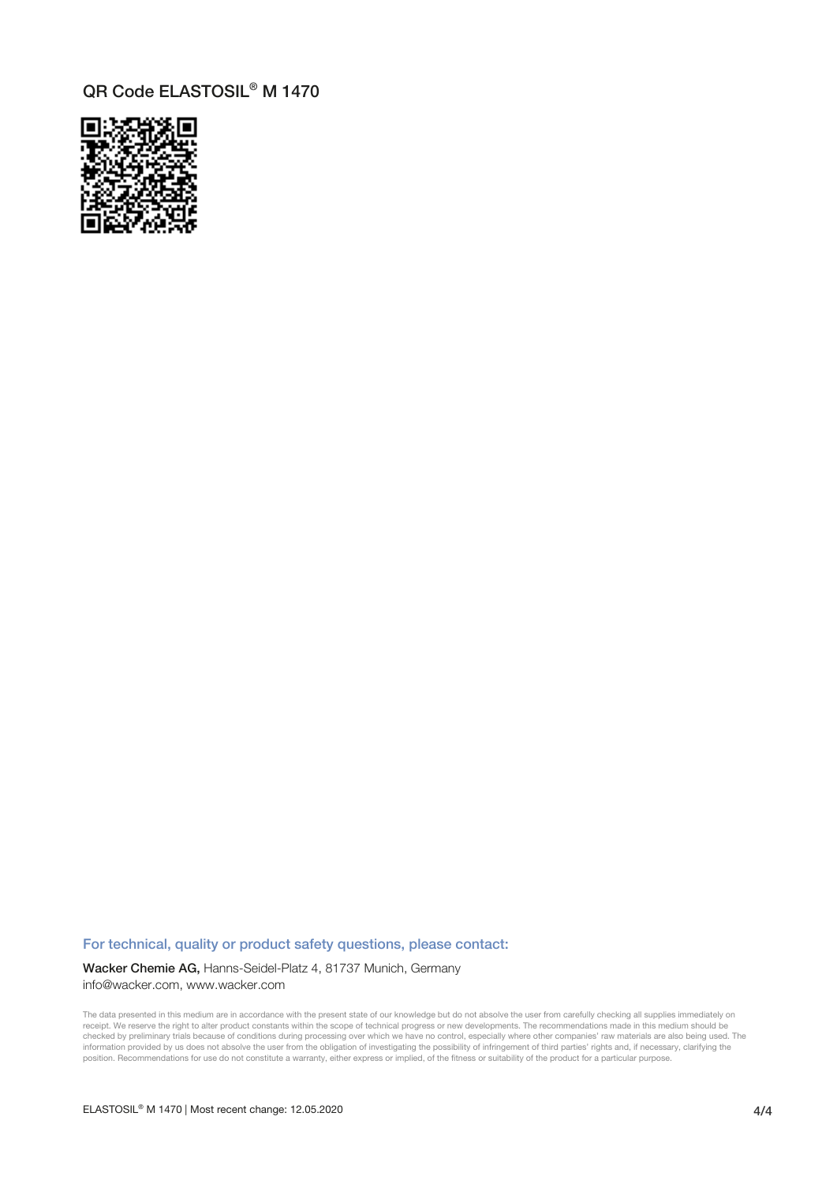## QR Code ELASTOSIL® M 1470

For technical, quality or product safety questions, please contact:

**Wacker Chemie AG,** Hanns-Seidel-Platz 4, 81737 Munich, Germany
info@wacker.com, www.wacker.com

The data presented in this medium are in accordance with the present state of our knowledge but do not absolve the user from carefully checking all supplies immediately on receipt. We reserve the right to alter product constants within the scope of technical progress or new developments. The recommendations made in this medium should be checked by preliminary trials because of conditions during processing over which we have no control, especially where other companies' raw materials are also being used. The information provided by us does not absolve the user from the obligation of investigating the possibility of infringement of third parties' rights and, if necessary, clarifying the position. Recommendations for use do not constitute a warranty, either express or implied, of the fitness or suitability of the product for a particular purpose.

ELASTOSIL® M 1470 | Most recent change: 12.05.2020